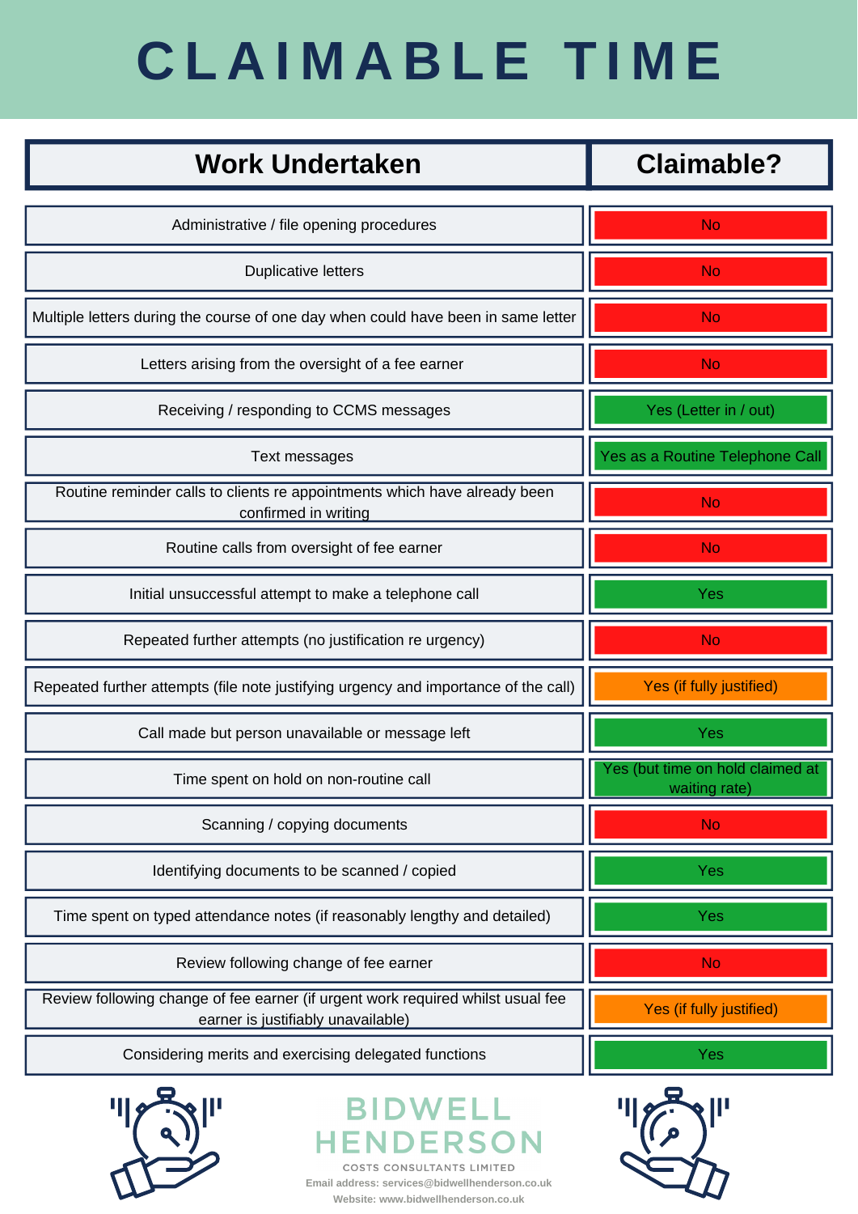# CLAIMABLE TIME

| Work Undertaken | Claimable? |
| --- | --- |
| Administrative / file opening procedures | No |
| Duplicative letters | No |
| Multiple letters during the course of one day when could have been in same letter | No |
| Letters arising from the oversight of a fee earner | No |
| Receiving / responding to CCMS messages | Yes (Letter in / out) |
| Text messages | Yes as a Routine Telephone Call |
| Routine reminder calls to clients re appointments which have already been confirmed in writing | No |
| Routine calls from oversight of fee earner | No |
| Initial unsuccessful attempt to make a telephone call | Yes |
| Repeated further attempts (no justification re urgency) | No |
| Repeated further attempts (file note justifying urgency and importance of the call) | Yes (if fully justified) |
| Call made but person unavailable or message left | Yes |
| Time spent on hold on non-routine call | Yes (but time on hold claimed at waiting rate) |
| Scanning / copying documents | No |
| Identifying documents to be scanned / copied | Yes |
| Time spent on typed attendance notes (if reasonably lengthy and detailed) | Yes |
| Review following change of fee earner | No |
| Review following change of fee earner (if urgent work required whilst usual fee earner is justifiably unavailable) | Yes (if fully justified) |
| Considering merits and exercising delegated functions | Yes |

BIDWELL HENDERSON

COSTS CONSULTANTS LIMITED

Email address: services@bidwellhenderson.co.uk

Website: www.bidwellhenderson.co.uk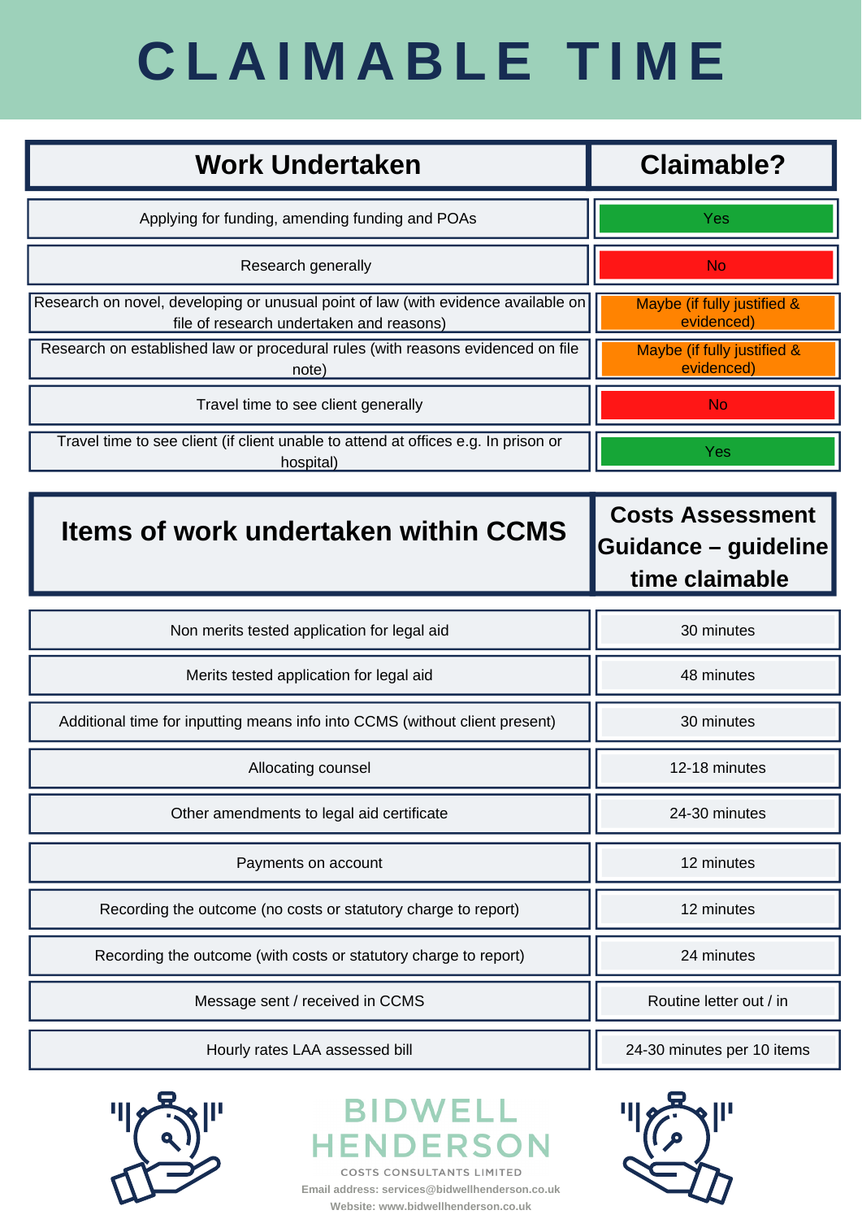# CLAIMABLE TIME

| Work Undertaken | Claimable? |
|---|---|
| Applying for funding, amending funding and POAs | Yes |
| Research generally | No |
| Research on novel, developing or unusual point of law (with evidence available on file of research undertaken and reasons) | Maybe (if fully justified & evidenced) |
| Research on established law or procedural rules (with reasons evidenced on file note) | Maybe (if fully justified & evidenced) |
| Travel time to see client generally | No |
| Travel time to see client (if client unable to attend at offices e.g. In prison or hospital) | Yes |

| Items of work undertaken within CCMS | Costs Assessment Guidance – guideline time claimable |
|---|---|
| Non merits tested application for legal aid | 30 minutes |
| Merits tested application for legal aid | 48 minutes |
| Additional time for inputting means info into CCMS (without client present) | 30 minutes |
| Allocating counsel | 12-18 minutes |
| Other amendments to legal aid certificate | 24-30 minutes |
| Payments on account | 12 minutes |
| Recording the outcome (no costs or statutory charge to report) | 12 minutes |
| Recording the outcome (with costs or statutory charge to report) | 24 minutes |
| Message sent / received in CCMS | Routine letter out / in |
| Hourly rates LAA assessed bill | 24-30 minutes per 10 items |

BIDWELL HENDERSON

COSTS CONSULTANTS LIMITED

Email address: services@bidwellhenderson.co.uk

Website: www.bidwellhenderson.co.uk